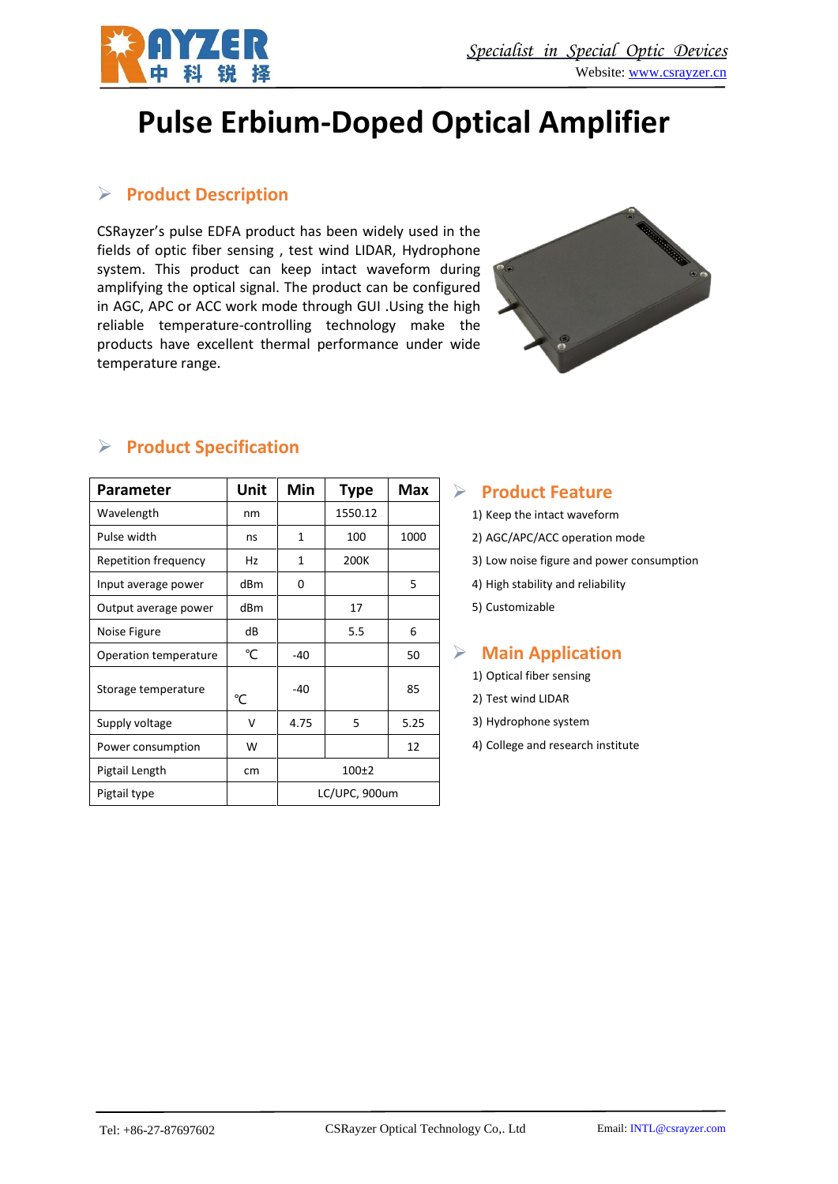# Pulse Erbium-Doped Optical Amplifier

## Product Description

CSRayzer's pulse EDFA product has been widely used in the fields of optic fiber sensing , test wind LIDAR, Hydrophone system. This product can keep intact waveform during amplifying the optical signal. The product can be configured in AGC, APC or ACC work mode through GUI .Using the high reliable temperature-controlling technology make the products have excellent thermal performance under wide temperature range.

## Product Specification

| Parameter | Unit | Min | Type | Max |
|---|---|---|---|---|
| Wavelength | nm | | 1550.12 | |
| Pulse width | ns | 1 | 100 | 1000 |
| Repetition frequency | Hz | 1 | 200K | |
| Input average power | dBm | 0 | | 5 |
| Output average power | dBm | | 17 | |
| Noise Figure | dB | | 5.5 | 6 |
| Operation temperature | ℃ | -40 | | 50 |
| Storage temperature | ℃ | -40 | | 85 |
| Supply voltage | V | 4.75 | 5 | 5.25 |
| Power consumption | W | | | 12 |
| Pigtail Length | cm | 100±2 | | |
| Pigtail type | | LC/UPC, 900um | | |

## Product Feature

1) Keep the intact waveform
2) AGC/APC/ACC operation mode
3) Low noise figure and power consumption
4) High stability and reliability
5) Customizable

## Main Application

1) Optical fiber sensing
2) Test wind LIDAR
3) Hydrophone system
4) College and research institute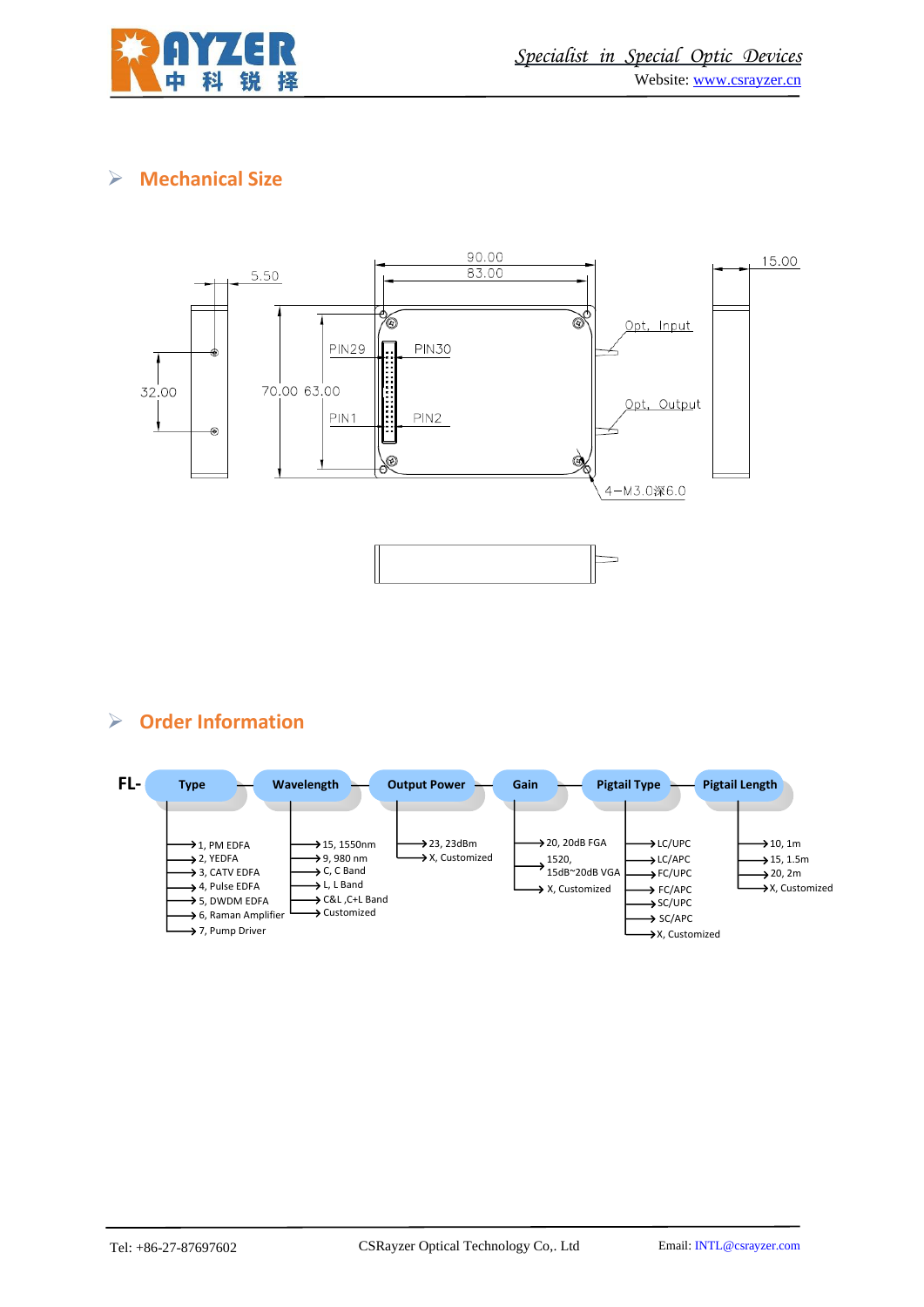## Mechanical Size

5.50

90.00

83.00

15.00

32.00

70.00 63.00

PIN29

PIN30

PIN1

PIN2

Opt. Input

Opt. Output

4-M3.0深6.0

## Order Information

FL- Type – Wavelength – Output Power – Gain – Pigtail Type – Pigtail Length

**Type**
- 1, PM EDFA
- 2, YEDFA
- 3, CATV EDFA
- 4, Pulse EDFA
- 5, DWDM EDFA
- 6, Raman Amplifier
- 7, Pump Driver

**Wavelength**
- 15, 1550nm
- 9, 980 nm
- C, C Band
- L, L Band
- C&L ,C+L Band
- Customized

**Output Power**
- 23, 23dBm
- X, Customized

**Gain**
- 20, 20dB FGA
- 1520, 15dB~20dB VGA
- X, Customized

**Pigtail Type**
- LC/UPC
- LC/APC
- FC/UPC
- FC/APC
- SC/UPC
- SC/APC
- X, Customized

**Pigtail Length**
- 10, 1m
- 15, 1.5m
- 20, 2m
- X, Customized